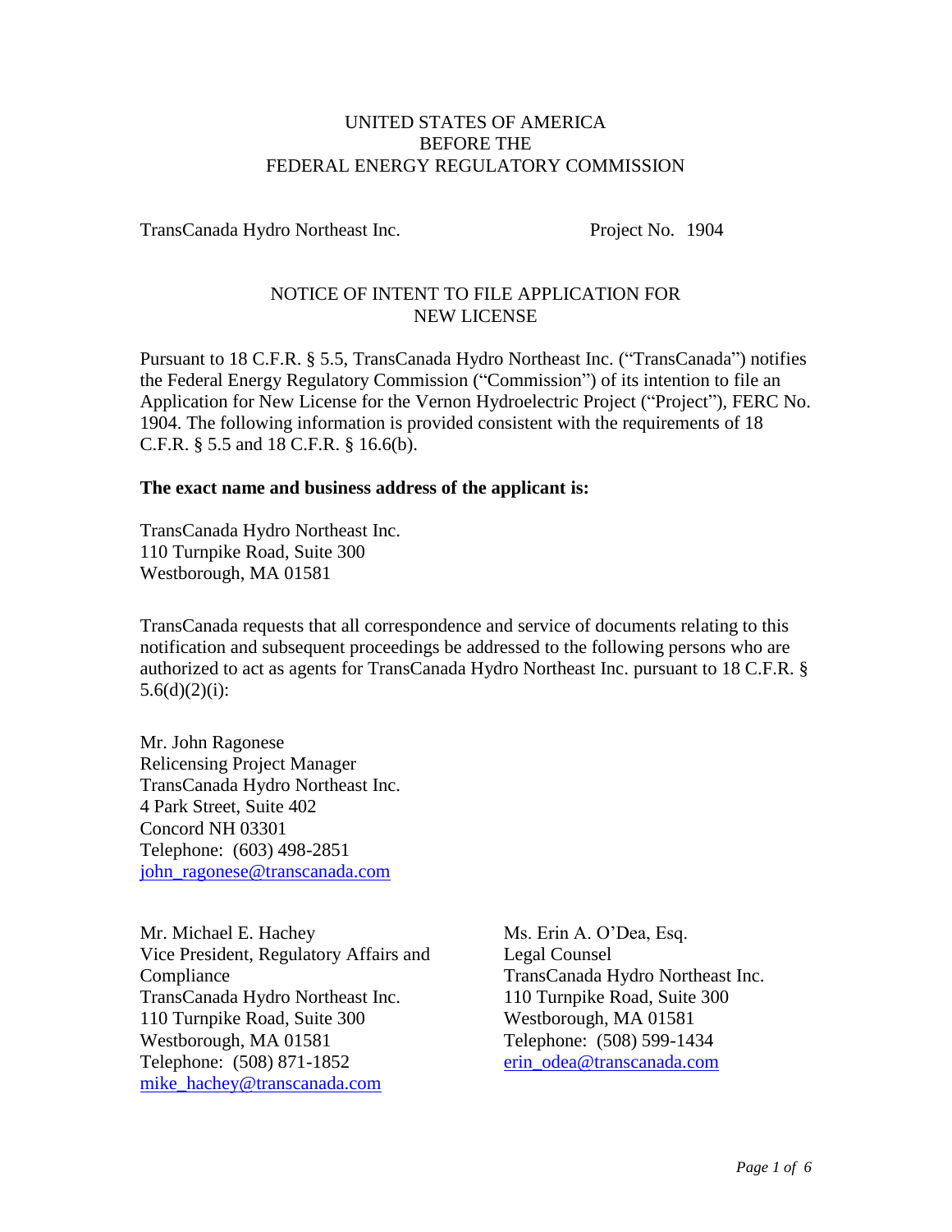UNITED STATES OF AMERICA
BEFORE THE
FEDERAL ENERGY REGULATORY COMMISSION

TransCanada Hydro Northeast Inc. Project No. 1904

# NOTICE OF INTENT TO FILE APPLICATION FOR NEW LICENSE

Pursuant to 18 C.F.R. § 5.5, TransCanada Hydro Northeast Inc. ("TransCanada") notifies the Federal Energy Regulatory Commission ("Commission") of its intention to file an Application for New License for the Vernon Hydroelectric Project ("Project"), FERC No. 1904. The following information is provided consistent with the requirements of 18 C.F.R. § 5.5 and 18 C.F.R. § 16.6(b).

**The exact name and business address of the applicant is:**

TransCanada Hydro Northeast Inc.
110 Turnpike Road, Suite 300
Westborough, MA 01581

TransCanada requests that all correspondence and service of documents relating to this notification and subsequent proceedings be addressed to the following persons who are authorized to act as agents for TransCanada Hydro Northeast Inc. pursuant to 18 C.F.R. § 5.6(d)(2)(i):

Mr. John Ragonese
Relicensing Project Manager
TransCanada Hydro Northeast Inc.
4 Park Street, Suite 402
Concord NH 03301
Telephone: (603) 498-2851
john_ragonese@transcanada.com

Mr. Michael E. Hachey
Vice President, Regulatory Affairs and Compliance
TransCanada Hydro Northeast Inc.
110 Turnpike Road, Suite 300
Westborough, MA 01581
Telephone: (508) 871-1852
mike_hachey@transcanada.com

Ms. Erin A. O'Dea, Esq.
Legal Counsel
TransCanada Hydro Northeast Inc.
110 Turnpike Road, Suite 300
Westborough, MA 01581
Telephone: (508) 599-1434
erin_odea@transcanada.com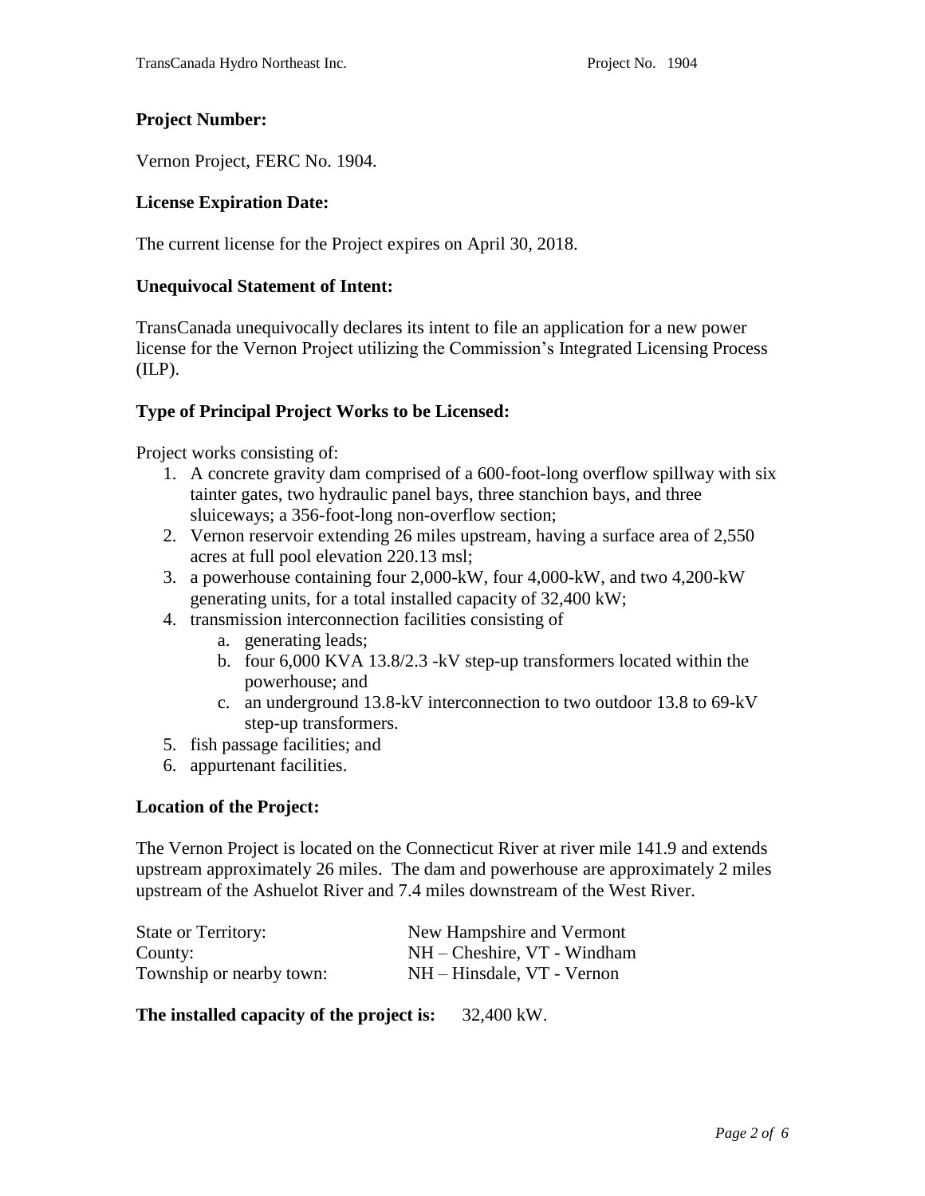**Project Number:**

Vernon Project, FERC No. 1904.

**License Expiration Date:**

The current license for the Project expires on April 30, 2018.

**Unequivocal Statement of Intent:**

TransCanada unequivocally declares its intent to file an application for a new power license for the Vernon Project utilizing the Commission's Integrated Licensing Process (ILP).

**Type of Principal Project Works to be Licensed:**

Project works consisting of:

1. A concrete gravity dam comprised of a 600-foot-long overflow spillway with six tainter gates, two hydraulic panel bays, three stanchion bays, and three sluiceways; a 356-foot-long non-overflow section;
2. Vernon reservoir extending 26 miles upstream, having a surface area of 2,550 acres at full pool elevation 220.13 msl;
3. a powerhouse containing four 2,000-kW, four 4,000-kW, and two 4,200-kW generating units, for a total installed capacity of 32,400 kW;
4. transmission interconnection facilities consisting of
   a. generating leads;
   b. four 6,000 KVA 13.8/2.3 -kV step-up transformers located within the powerhouse; and
   c. an underground 13.8-kV interconnection to two outdoor 13.8 to 69-kV step-up transformers.
5. fish passage facilities; and
6. appurtenant facilities.

**Location of the Project:**

The Vernon Project is located on the Connecticut River at river mile 141.9 and extends upstream approximately 26 miles. The dam and powerhouse are approximately 2 miles upstream of the Ashuelot River and 7.4 miles downstream of the West River.

| | |
|---|---|
| State or Territory: | New Hampshire and Vermont |
| County: | NH – Cheshire, VT - Windham |
| Township or nearby town: | NH – Hinsdale, VT - Vernon |

**The installed capacity of the project is:** 32,400 kW.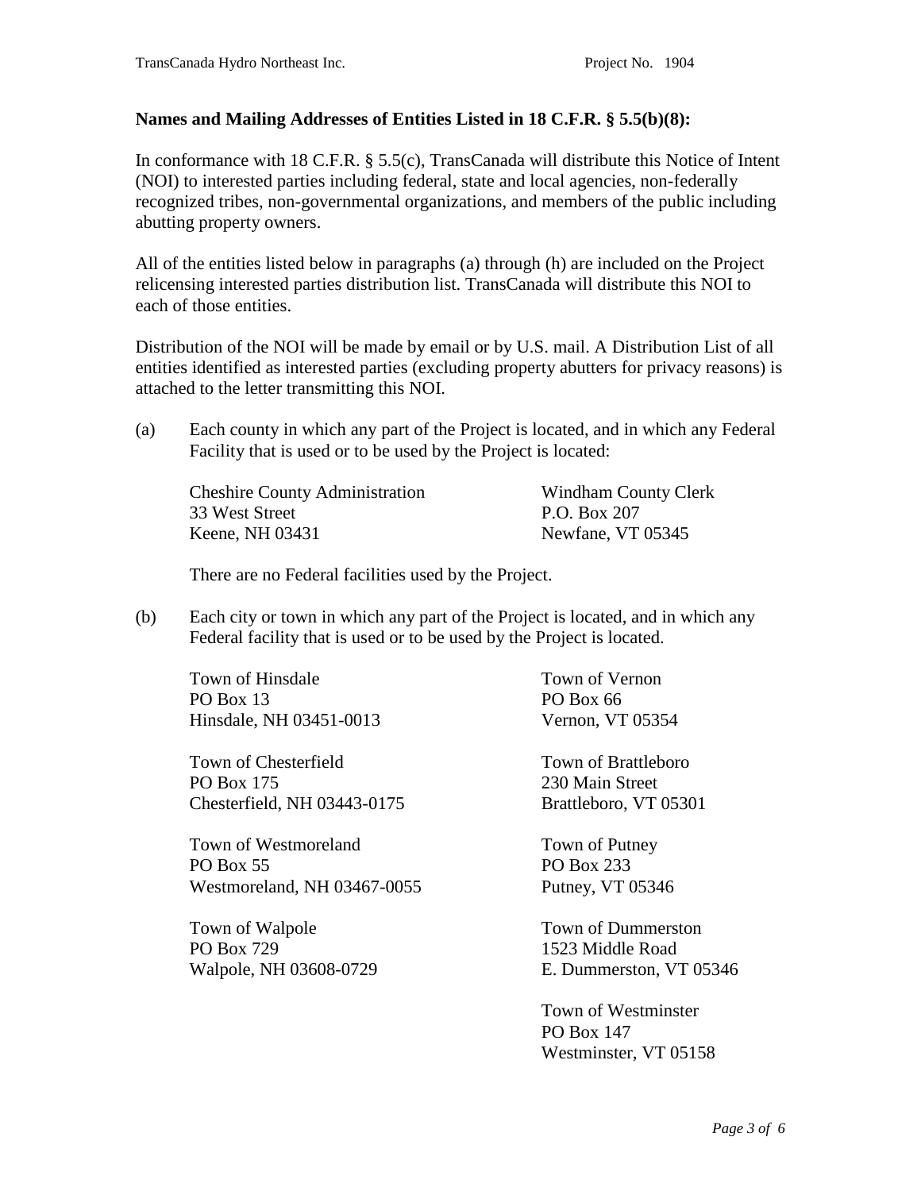**Names and Mailing Addresses of Entities Listed in 18 C.F.R. § 5.5(b)(8):**

In conformance with 18 C.F.R. § 5.5(c), TransCanada will distribute this Notice of Intent (NOI) to interested parties including federal, state and local agencies, non-federally recognized tribes, non-governmental organizations, and members of the public including abutting property owners.

All of the entities listed below in paragraphs (a) through (h) are included on the Project relicensing interested parties distribution list. TransCanada will distribute this NOI to each of those entities.

Distribution of the NOI will be made by email or by U.S. mail. A Distribution List of all entities identified as interested parties (excluding property abutters for privacy reasons) is attached to the letter transmitting this NOI.

(a) Each county in which any part of the Project is located, and in which any Federal Facility that is used or to be used by the Project is located:

Cheshire County Administration
33 West Street
Keene, NH 03431

Windham County Clerk
P.O. Box 207
Newfane, VT 05345

There are no Federal facilities used by the Project.

(b) Each city or town in which any part of the Project is located, and in which any Federal facility that is used or to be used by the Project is located.

Town of Hinsdale
PO Box 13
Hinsdale, NH 03451-0013

Town of Chesterfield
PO Box 175
Chesterfield, NH 03443-0175

Town of Westmoreland
PO Box 55
Westmoreland, NH 03467-0055

Town of Walpole
PO Box 729
Walpole, NH 03608-0729

Town of Vernon
PO Box 66
Vernon, VT 05354

Town of Brattleboro
230 Main Street
Brattleboro, VT 05301

Town of Putney
PO Box 233
Putney, VT 05346

Town of Dummerston
1523 Middle Road
E. Dummerston, VT 05346

Town of Westminster
PO Box 147
Westminster, VT 05158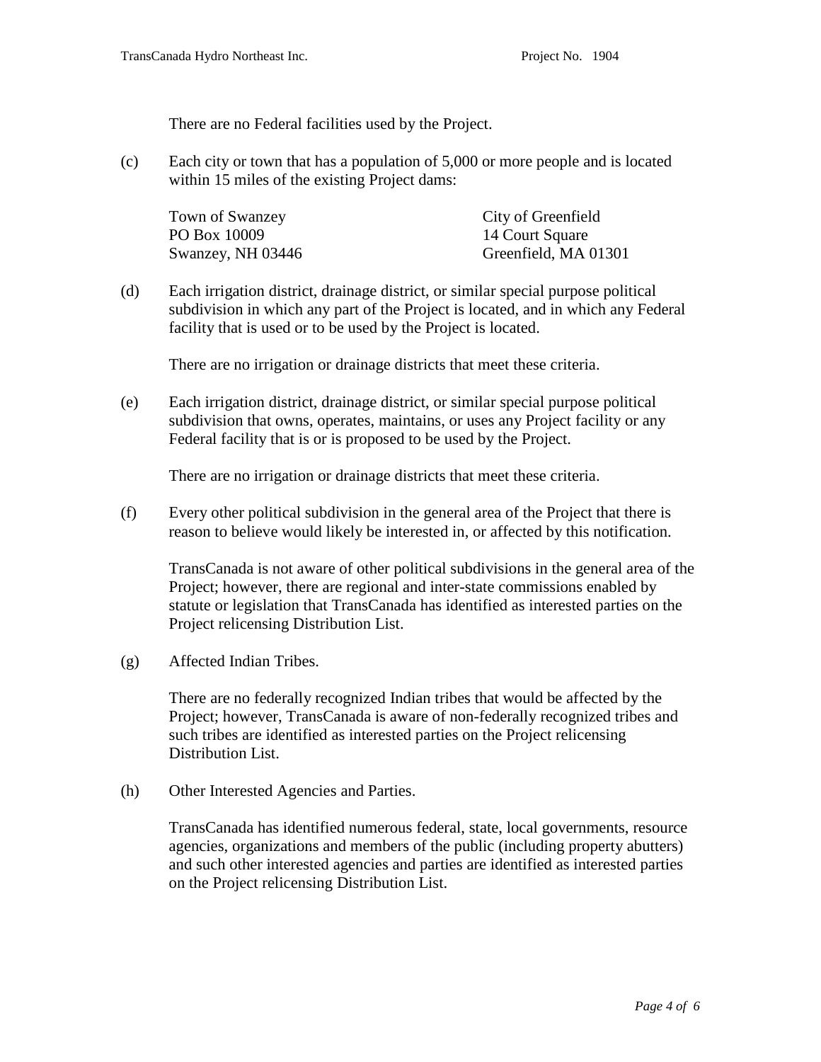There are no Federal facilities used by the Project.

(c) Each city or town that has a population of 5,000 or more people and is located within 15 miles of the existing Project dams:

| Town of Swanzey | City of Greenfield |
|---|---|
| PO Box 10009 | 14 Court Square |
| Swanzey, NH 03446 | Greenfield, MA 01301 |

(d) Each irrigation district, drainage district, or similar special purpose political subdivision in which any part of the Project is located, and in which any Federal facility that is used or to be used by the Project is located.

There are no irrigation or drainage districts that meet these criteria.

(e) Each irrigation district, drainage district, or similar special purpose political subdivision that owns, operates, maintains, or uses any Project facility or any Federal facility that is or is proposed to be used by the Project.

There are no irrigation or drainage districts that meet these criteria.

(f) Every other political subdivision in the general area of the Project that there is reason to believe would likely be interested in, or affected by this notification.

TransCanada is not aware of other political subdivisions in the general area of the Project; however, there are regional and inter-state commissions enabled by statute or legislation that TransCanada has identified as interested parties on the Project relicensing Distribution List.

(g) Affected Indian Tribes.

There are no federally recognized Indian tribes that would be affected by the Project; however, TransCanada is aware of non-federally recognized tribes and such tribes are identified as interested parties on the Project relicensing Distribution List.

(h) Other Interested Agencies and Parties.

TransCanada has identified numerous federal, state, local governments, resource agencies, organizations and members of the public (including property abutters) and such other interested agencies and parties are identified as interested parties on the Project relicensing Distribution List.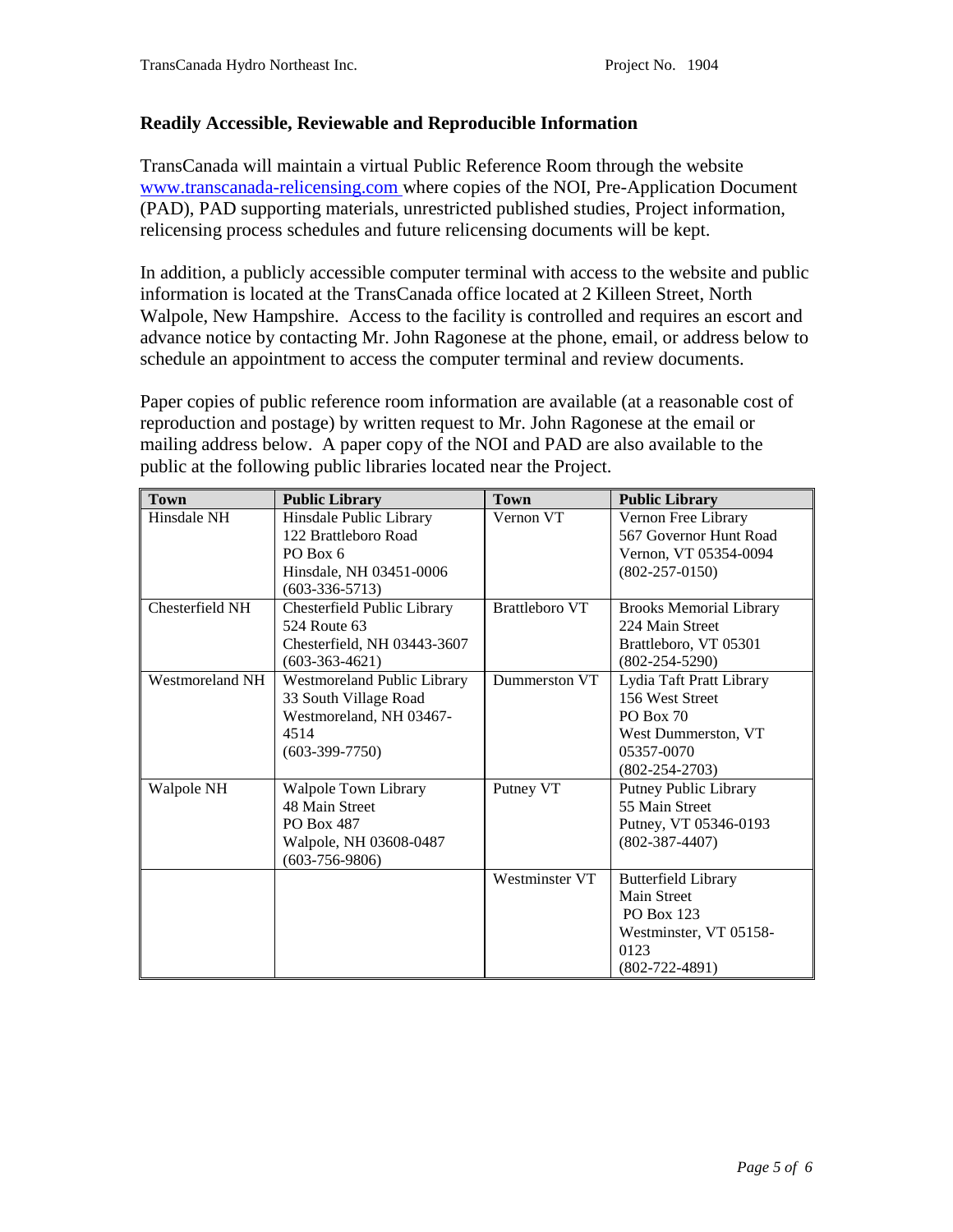## Readily Accessible, Reviewable and Reproducible Information

TransCanada will maintain a virtual Public Reference Room through the website [www.transcanada-relicensing.com](http://www.transcanada-relicensing.com) where copies of the NOI, Pre-Application Document (PAD), PAD supporting materials, unrestricted published studies, Project information, relicensing process schedules and future relicensing documents will be kept.

In addition, a publicly accessible computer terminal with access to the website and public information is located at the TransCanada office located at 2 Killeen Street, North Walpole, New Hampshire. Access to the facility is controlled and requires an escort and advance notice by contacting Mr. John Ragonese at the phone, email, or address below to schedule an appointment to access the computer terminal and review documents.

Paper copies of public reference room information are available (at a reasonable cost of reproduction and postage) by written request to Mr. John Ragonese at the email or mailing address below. A paper copy of the NOI and PAD are also available to the public at the following public libraries located near the Project.

| Town | Public Library | Town | Public Library |
|---|---|---|---|
| Hinsdale NH | Hinsdale Public Library<br>122 Brattleboro Road<br>PO Box 6<br>Hinsdale, NH 03451-0006<br>(603-336-5713) | Vernon VT | Vernon Free Library<br>567 Governor Hunt Road<br>Vernon, VT 05354-0094<br>(802-257-0150) |
| Chesterfield NH | Chesterfield Public Library<br>524 Route 63<br>Chesterfield, NH 03443-3607<br>(603-363-4621) | Brattleboro VT | Brooks Memorial Library<br>224 Main Street<br>Brattleboro, VT 05301<br>(802-254-5290) |
| Westmoreland NH | Westmoreland Public Library<br>33 South Village Road<br>Westmoreland, NH 03467-4514<br>(603-399-7750) | Dummerston VT | Lydia Taft Pratt Library<br>156 West Street<br>PO Box 70<br>West Dummerston, VT 05357-0070<br>(802-254-2703) |
| Walpole NH | Walpole Town Library<br>48 Main Street<br>PO Box 487<br>Walpole, NH 03608-0487<br>(603-756-9806) | Putney VT | Putney Public Library<br>55 Main Street<br>Putney, VT 05346-0193<br>(802-387-4407) |
| | | Westminster VT | Butterfield Library<br>Main Street<br>PO Box 123<br>Westminster, VT 05158-0123<br>(802-722-4891) |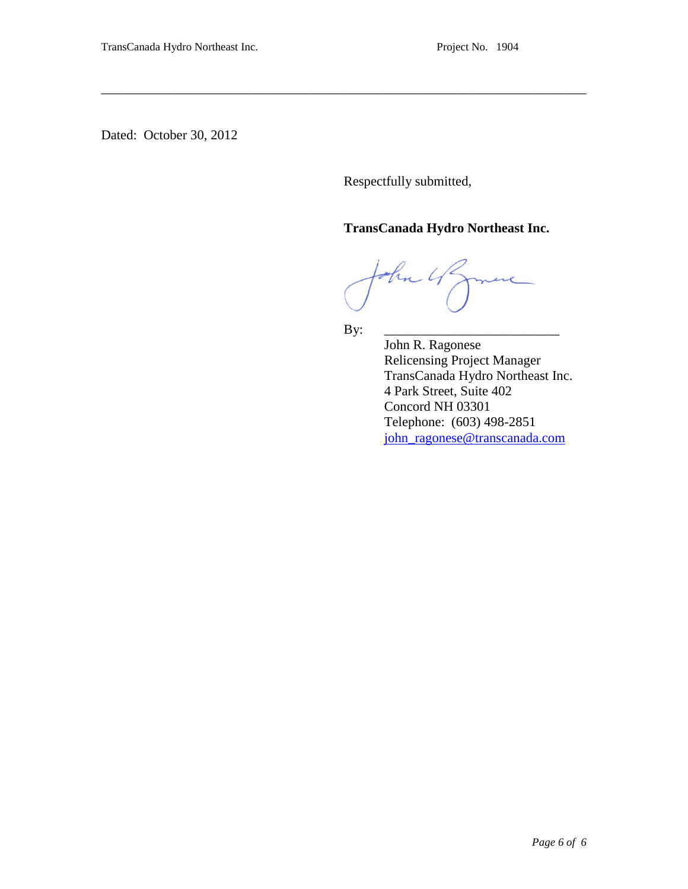Dated: October 30, 2012

Respectfully submitted,

**TransCanada Hydro Northeast Inc.**

By: _________________________

John R. Ragonese
Relicensing Project Manager
TransCanada Hydro Northeast Inc.
4 Park Street, Suite 402
Concord NH 03301
Telephone: (603) 498-2851
john_ragonese@transcanada.com